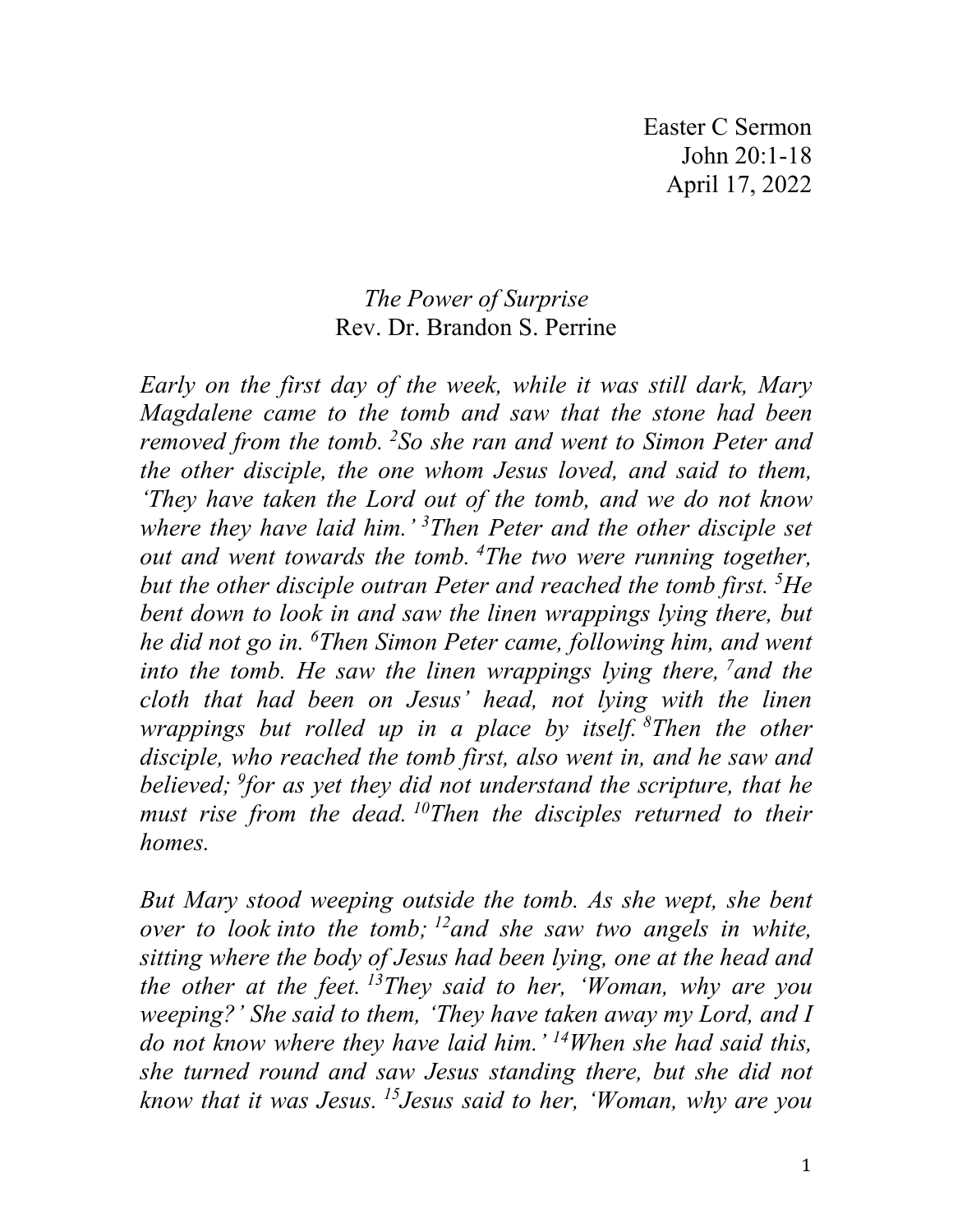Easter C Sermon
John 20:1-18
April 17, 2022

*The Power of Surprise*
Rev. Dr. Brandon S. Perrine

*Early on the first day of the week, while it was still dark, Mary Magdalene came to the tomb and saw that the stone had been removed from the tomb. [2]So she ran and went to Simon Peter and the other disciple, the one whom Jesus loved, and said to them, 'They have taken the Lord out of the tomb, and we do not know where they have laid him.' [3]Then Peter and the other disciple set out and went towards the tomb. [4]The two were running together, but the other disciple outran Peter and reached the tomb first. [5]He bent down to look in and saw the linen wrappings lying there, but he did not go in. [6]Then Simon Peter came, following him, and went into the tomb. He saw the linen wrappings lying there, [7]and the cloth that had been on Jesus' head, not lying with the linen wrappings but rolled up in a place by itself. [8]Then the other disciple, who reached the tomb first, also went in, and he saw and believed; [9]for as yet they did not understand the scripture, that he must rise from the dead. [10]Then the disciples returned to their homes.*

*But Mary stood weeping outside the tomb. As she wept, she bent over to look into the tomb; [12]and she saw two angels in white, sitting where the body of Jesus had been lying, one at the head and the other at the feet. [13]They said to her, 'Woman, why are you weeping?' She said to them, 'They have taken away my Lord, and I do not know where they have laid him.' [14]When she had said this, she turned round and saw Jesus standing there, but she did not know that it was Jesus. [15]Jesus said to her, 'Woman, why are you*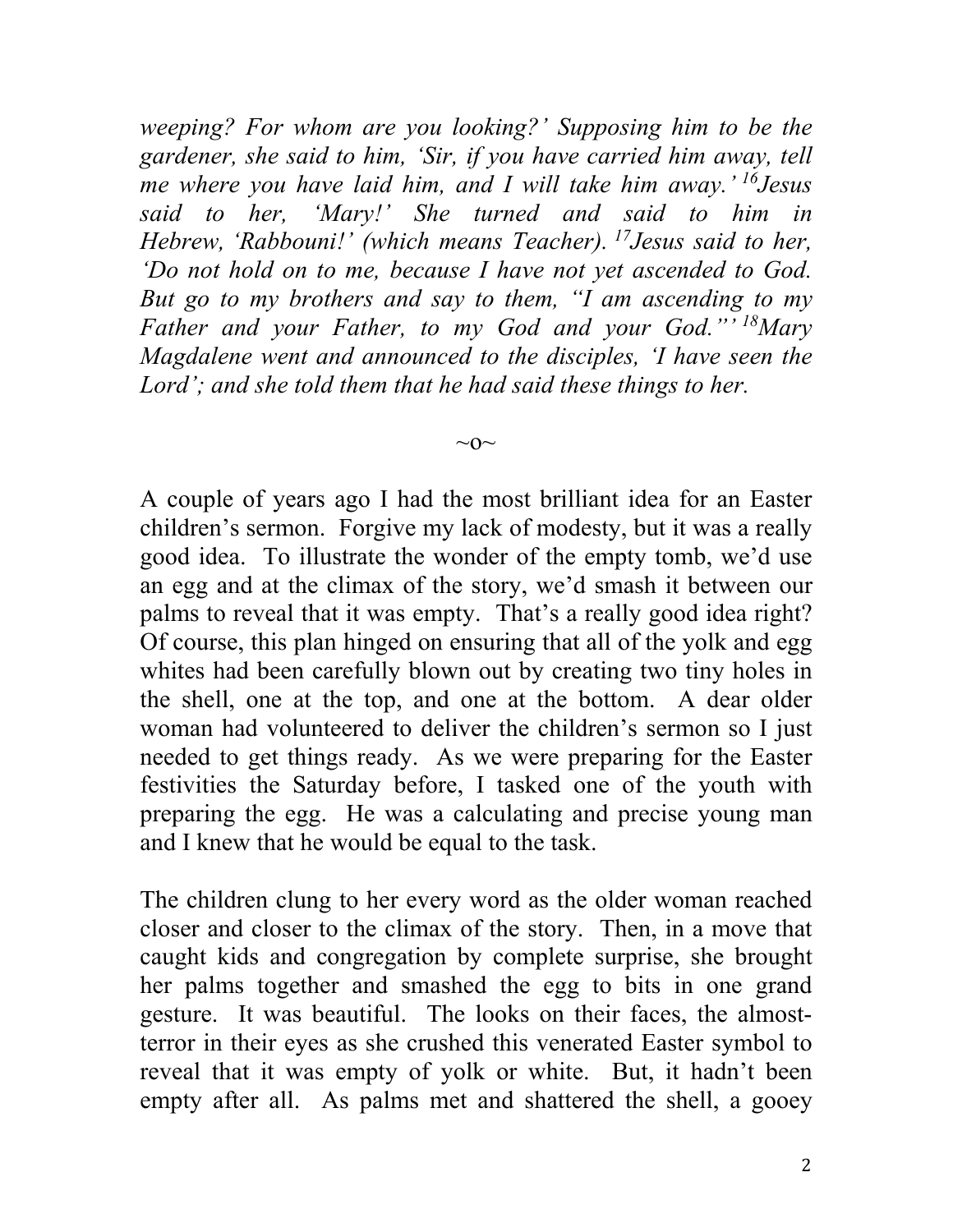*weeping? For whom are you looking?' Supposing him to be the gardener, she said to him, 'Sir, if you have carried him away, tell me where you have laid him, and I will take him away.'* [16]*Jesus said to her, 'Mary!' She turned and said to him in Hebrew, 'Rabbouni!' (which means Teacher).* [17]*Jesus said to her, 'Do not hold on to me, because I have not yet ascended to God. But go to my brothers and say to them, "I am ascending to my Father and your Father, to my God and your God."'* [18]*Mary Magdalene went and announced to the disciples, 'I have seen the Lord'; and she told them that he had said these things to her.*

~o~

A couple of years ago I had the most brilliant idea for an Easter children's sermon. Forgive my lack of modesty, but it was a really good idea. To illustrate the wonder of the empty tomb, we'd use an egg and at the climax of the story, we'd smash it between our palms to reveal that it was empty. That's a really good idea right? Of course, this plan hinged on ensuring that all of the yolk and egg whites had been carefully blown out by creating two tiny holes in the shell, one at the top, and one at the bottom. A dear older woman had volunteered to deliver the children's sermon so I just needed to get things ready. As we were preparing for the Easter festivities the Saturday before, I tasked one of the youth with preparing the egg. He was a calculating and precise young man and I knew that he would be equal to the task.

The children clung to her every word as the older woman reached closer and closer to the climax of the story. Then, in a move that caught kids and congregation by complete surprise, she brought her palms together and smashed the egg to bits in one grand gesture. It was beautiful. The looks on their faces, the almost-terror in their eyes as she crushed this venerated Easter symbol to reveal that it was empty of yolk or white. But, it hadn't been empty after all. As palms met and shattered the shell, a gooey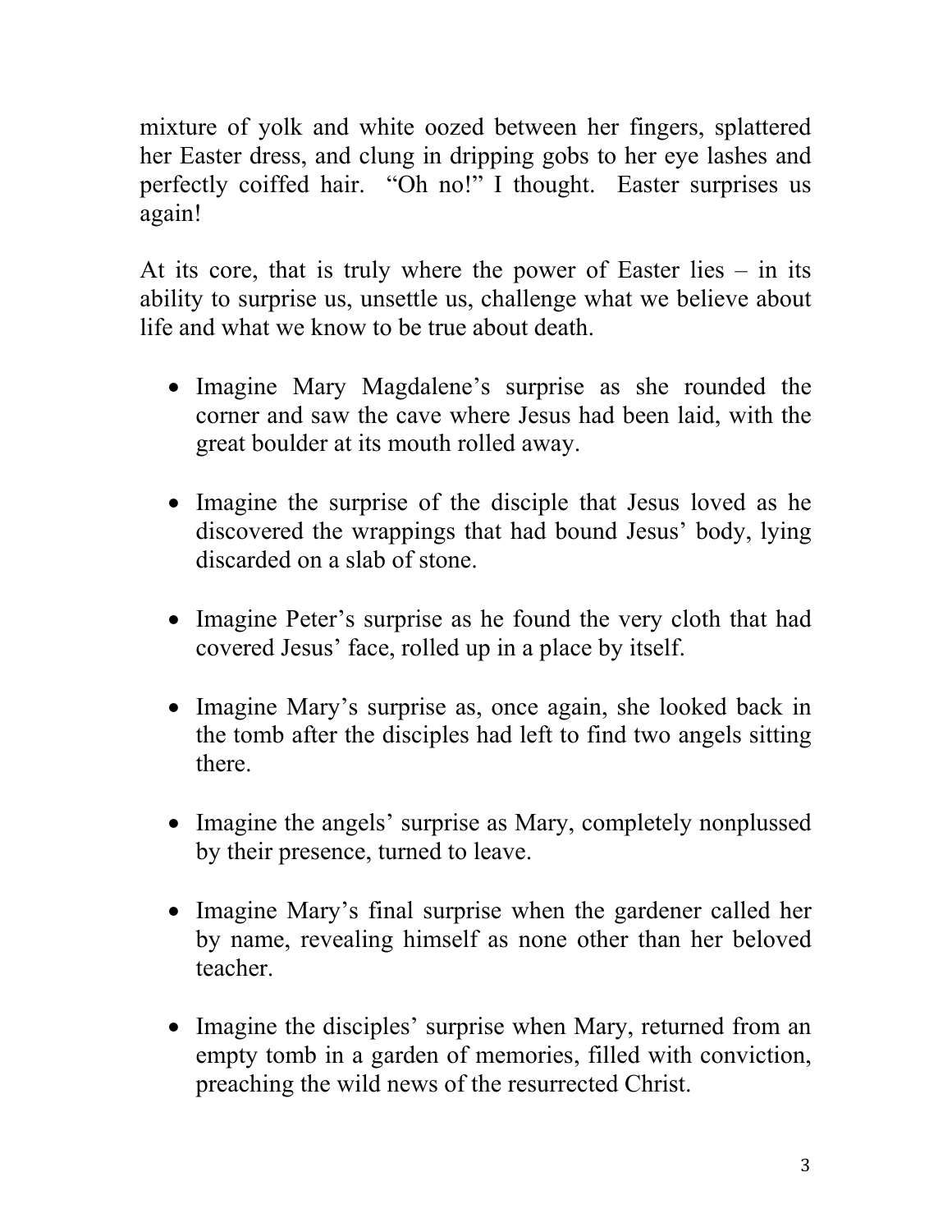mixture of yolk and white oozed between her fingers, splattered her Easter dress, and clung in dripping gobs to her eye lashes and perfectly coiffed hair. "Oh no!" I thought. Easter surprises us again!

At its core, that is truly where the power of Easter lies – in its ability to surprise us, unsettle us, challenge what we believe about life and what we know to be true about death.

- Imagine Mary Magdalene's surprise as she rounded the corner and saw the cave where Jesus had been laid, with the great boulder at its mouth rolled away.

- Imagine the surprise of the disciple that Jesus loved as he discovered the wrappings that had bound Jesus' body, lying discarded on a slab of stone.

- Imagine Peter's surprise as he found the very cloth that had covered Jesus' face, rolled up in a place by itself.

- Imagine Mary's surprise as, once again, she looked back in the tomb after the disciples had left to find two angels sitting there.

- Imagine the angels' surprise as Mary, completely nonplussed by their presence, turned to leave.

- Imagine Mary's final surprise when the gardener called her by name, revealing himself as none other than her beloved teacher.

- Imagine the disciples' surprise when Mary, returned from an empty tomb in a garden of memories, filled with conviction, preaching the wild news of the resurrected Christ.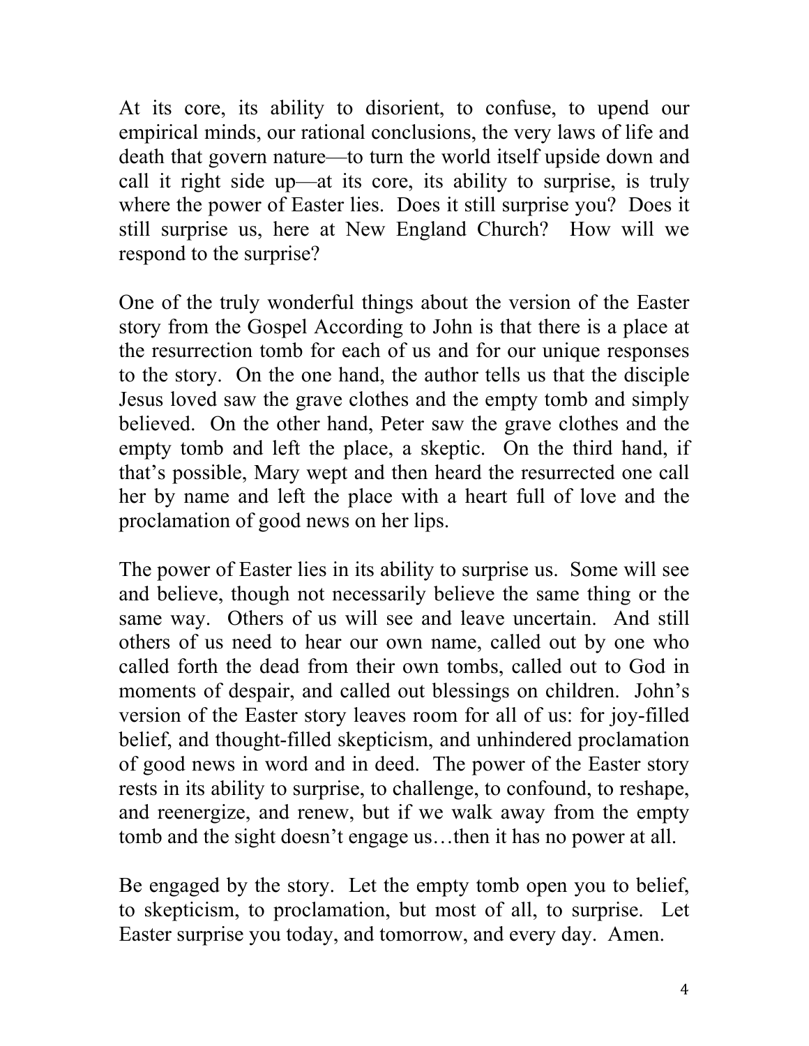At its core, its ability to disorient, to confuse, to upend our empirical minds, our rational conclusions, the very laws of life and death that govern nature—to turn the world itself upside down and call it right side up—at its core, its ability to surprise, is truly where the power of Easter lies. Does it still surprise you? Does it still surprise us, here at New England Church? How will we respond to the surprise?

One of the truly wonderful things about the version of the Easter story from the Gospel According to John is that there is a place at the resurrection tomb for each of us and for our unique responses to the story. On the one hand, the author tells us that the disciple Jesus loved saw the grave clothes and the empty tomb and simply believed. On the other hand, Peter saw the grave clothes and the empty tomb and left the place, a skeptic. On the third hand, if that's possible, Mary wept and then heard the resurrected one call her by name and left the place with a heart full of love and the proclamation of good news on her lips.

The power of Easter lies in its ability to surprise us. Some will see and believe, though not necessarily believe the same thing or the same way. Others of us will see and leave uncertain. And still others of us need to hear our own name, called out by one who called forth the dead from their own tombs, called out to God in moments of despair, and called out blessings on children. John's version of the Easter story leaves room for all of us: for joy-filled belief, and thought-filled skepticism, and unhindered proclamation of good news in word and in deed. The power of the Easter story rests in its ability to surprise, to challenge, to confound, to reshape, and reenergize, and renew, but if we walk away from the empty tomb and the sight doesn't engage us…then it has no power at all.

Be engaged by the story. Let the empty tomb open you to belief, to skepticism, to proclamation, but most of all, to surprise. Let Easter surprise you today, and tomorrow, and every day. Amen.